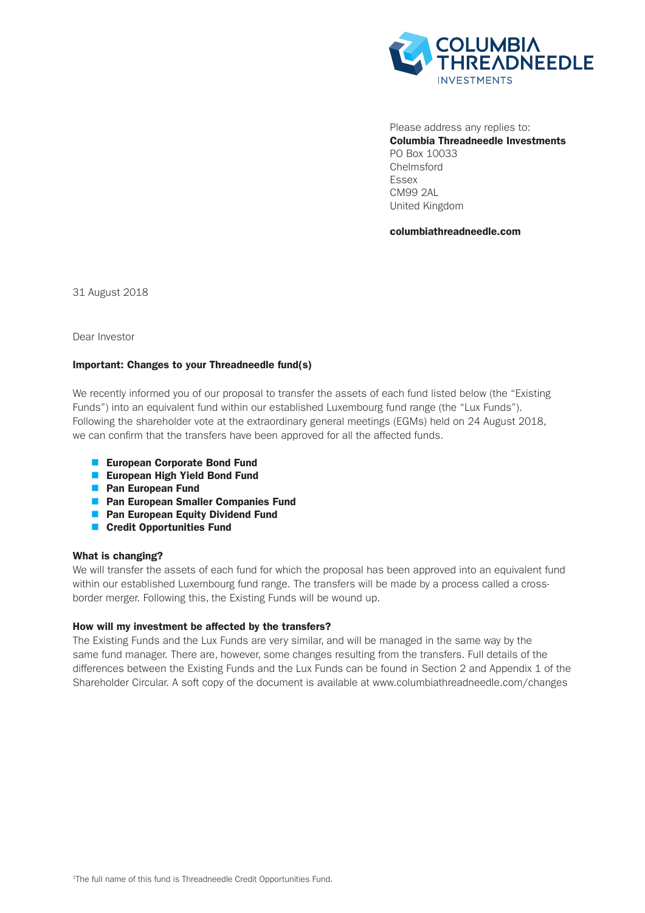Please address any replies to:
**Columbia Threadneedle Investments**
PO Box 10033
Chelmsford
Essex
CM99 2AL
United Kingdom

**columbiathreadneedle.com**

31 August 2018

Dear Investor

**Important: Changes to your Threadneedle fund(s)**

We recently informed you of our proposal to transfer the assets of each fund listed below (the "Existing Funds") into an equivalent fund within our established Luxembourg fund range (the "Lux Funds"). Following the shareholder vote at the extraordinary general meetings (EGMs) held on 24 August 2018, we can confirm that the transfers have been approved for all the affected funds.

- **European Corporate Bond Fund**
- **European High Yield Bond Fund**
- **Pan European Fund**
- **Pan European Smaller Companies Fund**
- **Pan European Equity Dividend Fund**
- **Credit Opportunities Fund**

**What is changing?**

We will transfer the assets of each fund for which the proposal has been approved into an equivalent fund within our established Luxembourg fund range. The transfers will be made by a process called a cross-border merger. Following this, the Existing Funds will be wound up.

**How will my investment be affected by the transfers?**

The Existing Funds and the Lux Funds are very similar, and will be managed in the same way by the same fund manager. There are, however, some changes resulting from the transfers. Full details of the differences between the Existing Funds and the Lux Funds can be found in Section 2 and Appendix 1 of the Shareholder Circular. A soft copy of the document is available at www.columbiathreadneedle.com/changes

[1]The full name of this fund is Threadneedle Credit Opportunities Fund.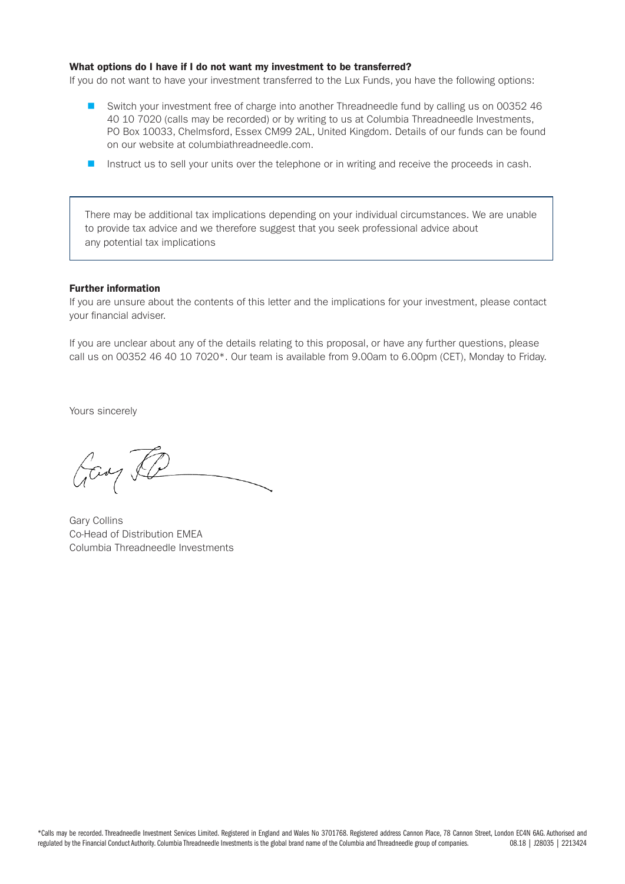**What options do I have if I do not want my investment to be transferred?**

If you do not want to have your investment transferred to the Lux Funds, you have the following options:

- Switch your investment free of charge into another Threadneedle fund by calling us on 00352 46 40 10 7020 (calls may be recorded) or by writing to us at Columbia Threadneedle Investments, PO Box 10033, Chelmsford, Essex CM99 2AL, United Kingdom. Details of our funds can be found on our website at columbiathreadneedle.com.
- Instruct us to sell your units over the telephone or in writing and receive the proceeds in cash.

There may be additional tax implications depending on your individual circumstances. We are unable to provide tax advice and we therefore suggest that you seek professional advice about any potential tax implications

**Further information**

If you are unsure about the contents of this letter and the implications for your investment, please contact your financial adviser.

If you are unclear about any of the details relating to this proposal, or have any further questions, please call us on 00352 46 40 10 7020*. Our team is available from 9.00am to 6.00pm (CET), Monday to Friday.

Yours sincerely

Gary Collins
Co-Head of Distribution EMEA
Columbia Threadneedle Investments

*Calls may be recorded. Threadneedle Investment Services Limited. Registered in England and Wales No 3701768. Registered address Cannon Place, 78 Cannon Street, London EC4N 6AG. Authorised and regulated by the Financial Conduct Authority. Columbia Threadneedle Investments is the global brand name of the Columbia and Threadneedle group of companies. 08.18 | J28035 | 2213424